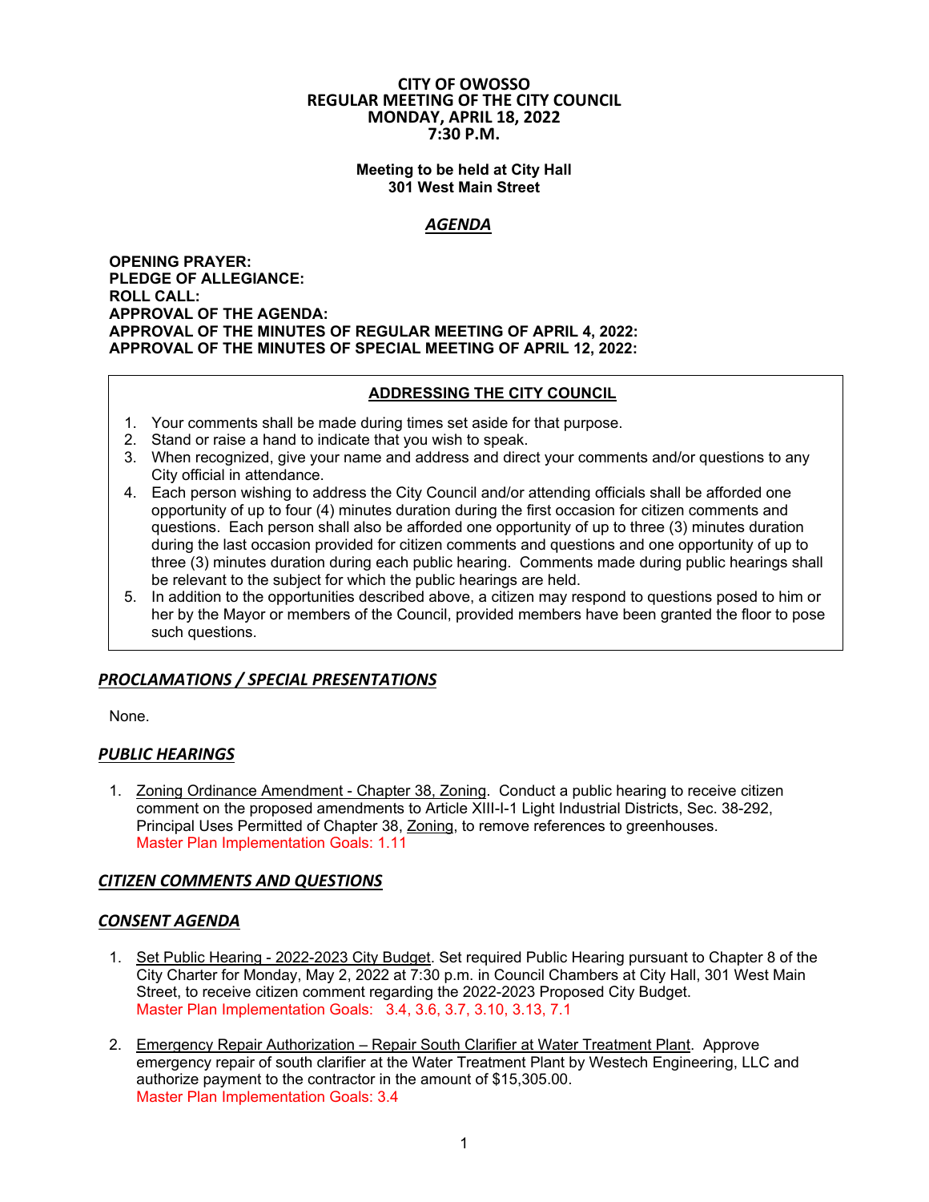# CITY OF OWOSSO
## REGULAR MEETING OF THE CITY COUNCIL
## MONDAY, APRIL 18, 2022
## 7:30 P.M.

**Meeting to be held at City Hall**
**301 West Main Street**

## *AGENDA*

**OPENING PRAYER:**
**PLEDGE OF ALLEGIANCE:**
**ROLL CALL:**
**APPROVAL OF THE AGENDA:**
**APPROVAL OF THE MINUTES OF REGULAR MEETING OF APRIL 4, 2022:**
**APPROVAL OF THE MINUTES OF SPECIAL MEETING OF APRIL 12, 2022:**

### ADDRESSING THE CITY COUNCIL

1. Your comments shall be made during times set aside for that purpose.
2. Stand or raise a hand to indicate that you wish to speak.
3. When recognized, give your name and address and direct your comments and/or questions to any City official in attendance.
4. Each person wishing to address the City Council and/or attending officials shall be afforded one opportunity of up to four (4) minutes duration during the first occasion for citizen comments and questions. Each person shall also be afforded one opportunity of up to three (3) minutes duration during the last occasion provided for citizen comments and questions and one opportunity of up to three (3) minutes duration during each public hearing. Comments made during public hearings shall be relevant to the subject for which the public hearings are held.
5. In addition to the opportunities described above, a citizen may respond to questions posed to him or her by the Mayor or members of the Council, provided members have been granted the floor to pose such questions.

## *PROCLAMATIONS / SPECIAL PRESENTATIONS*

None.

## *PUBLIC HEARINGS*

1. Zoning Ordinance Amendment - Chapter 38, Zoning. Conduct a public hearing to receive citizen comment on the proposed amendments to Article XIII-I-1 Light Industrial Districts, Sec. 38-292, Principal Uses Permitted of Chapter 38, Zoning, to remove references to greenhouses.
   Master Plan Implementation Goals: 1.11

## *CITIZEN COMMENTS AND QUESTIONS*

## *CONSENT AGENDA*

1. Set Public Hearing - 2022-2023 City Budget. Set required Public Hearing pursuant to Chapter 8 of the City Charter for Monday, May 2, 2022 at 7:30 p.m. in Council Chambers at City Hall, 301 West Main Street, to receive citizen comment regarding the 2022-2023 Proposed City Budget.
   Master Plan Implementation Goals: 3.4, 3.6, 3.7, 3.10, 3.13, 7.1

2. Emergency Repair Authorization – Repair South Clarifier at Water Treatment Plant. Approve emergency repair of south clarifier at the Water Treatment Plant by Westech Engineering, LLC and authorize payment to the contractor in the amount of $15,305.00.
   Master Plan Implementation Goals: 3.4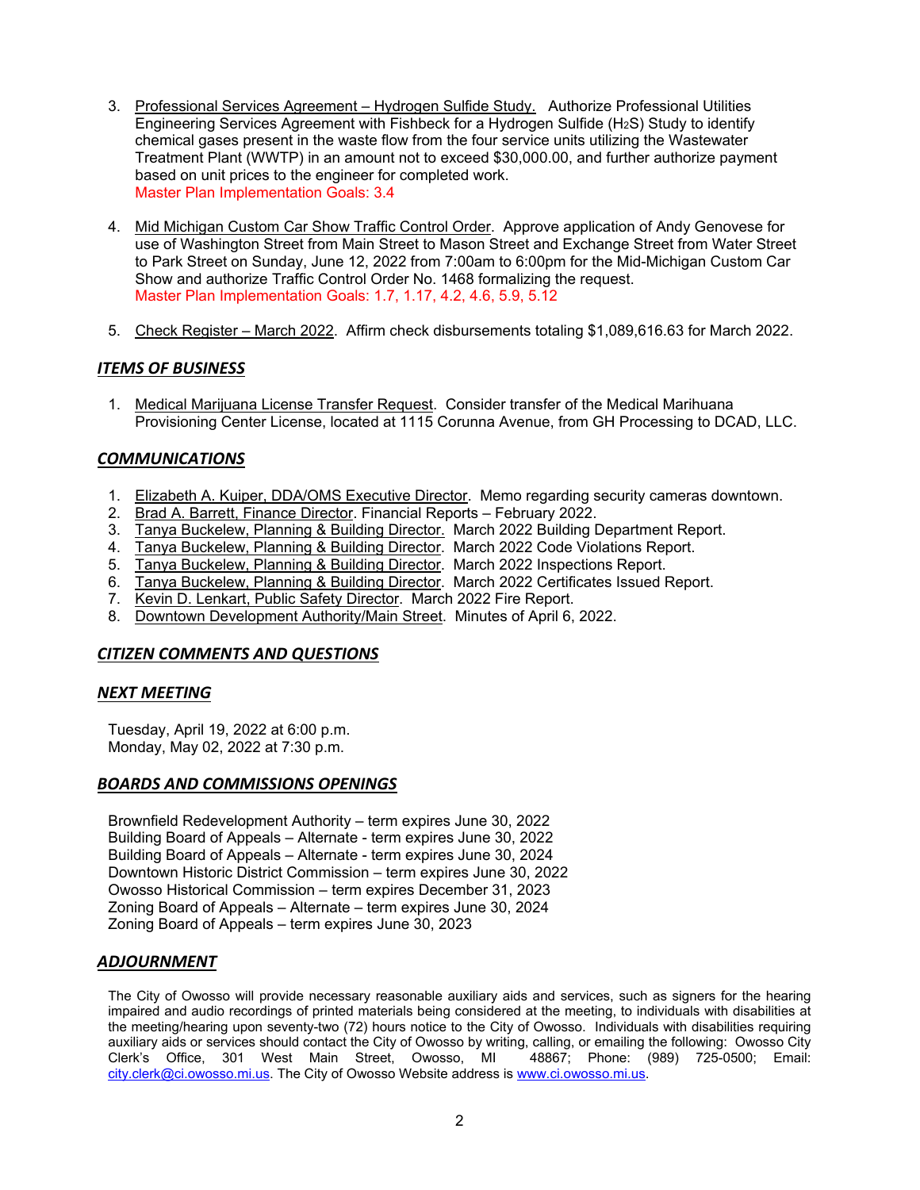3. Professional Services Agreement – Hydrogen Sulfide Study. Authorize Professional Utilities Engineering Services Agreement with Fishbeck for a Hydrogen Sulfide ($H_2S$) Study to identify chemical gases present in the waste flow from the four service units utilizing the Wastewater Treatment Plant (WWTP) in an amount not to exceed $30,000.00, and further authorize payment based on unit prices to the engineer for completed work.
   Master Plan Implementation Goals: 3.4

4. Mid Michigan Custom Car Show Traffic Control Order. Approve application of Andy Genovese for use of Washington Street from Main Street to Mason Street and Exchange Street from Water Street to Park Street on Sunday, June 12, 2022 from 7:00am to 6:00pm for the Mid-Michigan Custom Car Show and authorize Traffic Control Order No. 1468 formalizing the request.
   Master Plan Implementation Goals: 1.7, 1.17, 4.2, 4.6, 5.9, 5.12

5. Check Register – March 2022. Affirm check disbursements totaling $1,089,616.63 for March 2022.

## *ITEMS OF BUSINESS*

1. Medical Marijuana License Transfer Request. Consider transfer of the Medical Marihuana Provisioning Center License, located at 1115 Corunna Avenue, from GH Processing to DCAD, LLC.

## *COMMUNICATIONS*

1. Elizabeth A. Kuiper, DDA/OMS Executive Director. Memo regarding security cameras downtown.
2. Brad A. Barrett, Finance Director. Financial Reports – February 2022.
3. Tanya Buckelew, Planning & Building Director. March 2022 Building Department Report.
4. Tanya Buckelew, Planning & Building Director. March 2022 Code Violations Report.
5. Tanya Buckelew, Planning & Building Director. March 2022 Inspections Report.
6. Tanya Buckelew, Planning & Building Director. March 2022 Certificates Issued Report.
7. Kevin D. Lenkart, Public Safety Director. March 2022 Fire Report.
8. Downtown Development Authority/Main Street. Minutes of April 6, 2022.

## *CITIZEN COMMENTS AND QUESTIONS*

## *NEXT MEETING*

Tuesday, April 19, 2022 at 6:00 p.m.
Monday, May 02, 2022 at 7:30 p.m.

## *BOARDS AND COMMISSIONS OPENINGS*

Brownfield Redevelopment Authority – term expires June 30, 2022
Building Board of Appeals – Alternate - term expires June 30, 2022
Building Board of Appeals – Alternate - term expires June 30, 2024
Downtown Historic District Commission – term expires June 30, 2022
Owosso Historical Commission – term expires December 31, 2023
Zoning Board of Appeals – Alternate – term expires June 30, 2024
Zoning Board of Appeals – term expires June 30, 2023

## *ADJOURNMENT*

The City of Owosso will provide necessary reasonable auxiliary aids and services, such as signers for the hearing impaired and audio recordings of printed materials being considered at the meeting, to individuals with disabilities at the meeting/hearing upon seventy-two (72) hours notice to the City of Owosso. Individuals with disabilities requiring auxiliary aids or services should contact the City of Owosso by writing, calling, or emailing the following: Owosso City Clerk's Office, 301 West Main Street, Owosso, MI 48867; Phone: (989) 725-0500; Email: city.clerk@ci.owosso.mi.us. The City of Owosso Website address is www.ci.owosso.mi.us.